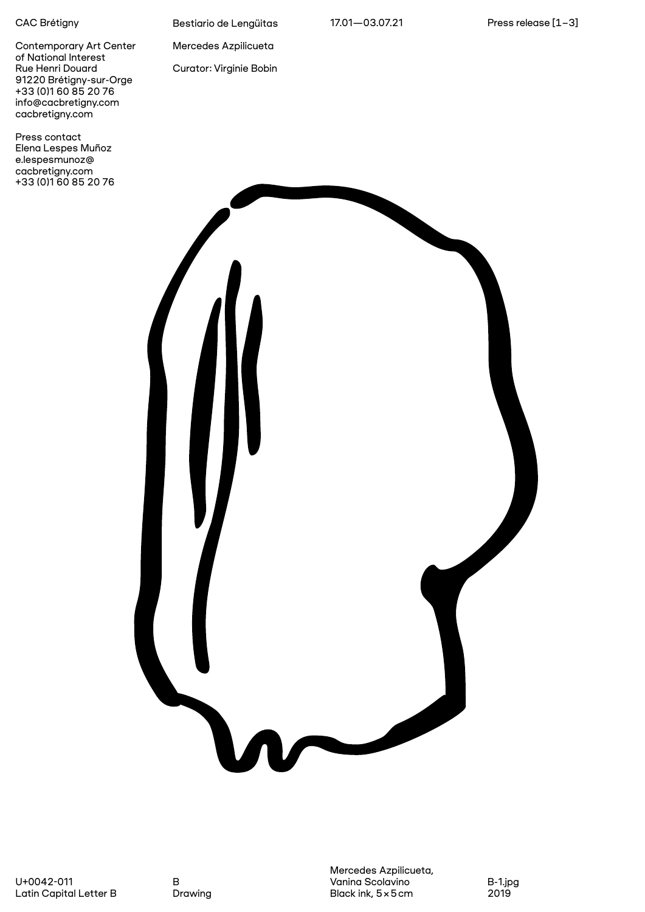CAC Brétigny

Contemporary Art Center of National Interest
Rue Henri Douard
91220 Brétigny-sur-Orge
+33 (0)1 60 85 20 76
info@cacbretigny.com
cacbretigny.com

Press contact
Elena Lespes Muñoz
e.lespesmunoz@cacbretigny.com
+33 (0)1 60 85 20 76

Bestiario de Lengüitas

Mercedes Azpilicueta

Curator: Virginie Bobin

17.01—03.07.21

Press release [1–3]

U+0042-011
Latin Capital Letter B

B
Drawing

Mercedes Azpilicueta, Vanina Scolavino
Black ink, 5 × 5 cm

B-1.jpg
2019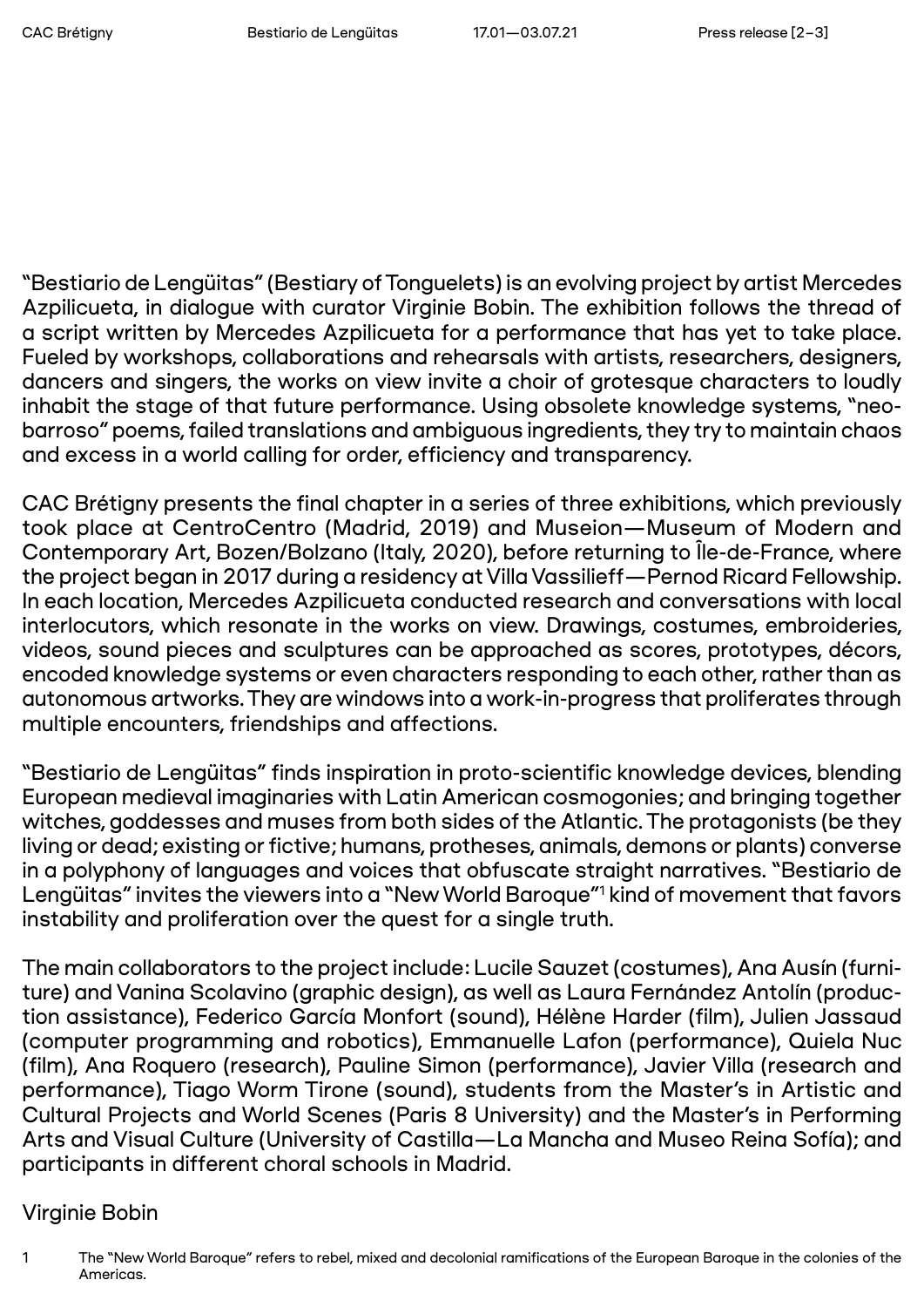"Bestiario de Lengüitas" (Bestiary of Tonguelets) is an evolving project by artist Mercedes Azpilicueta, in dialogue with curator Virginie Bobin. The exhibition follows the thread of a script written by Mercedes Azpilicueta for a performance that has yet to take place. Fueled by workshops, collaborations and rehearsals with artists, researchers, designers, dancers and singers, the works on view invite a choir of grotesque characters to loudly inhabit the stage of that future performance. Using obsolete knowledge systems, "neo-barroso" poems, failed translations and ambiguous ingredients, they try to maintain chaos and excess in a world calling for order, efficiency and transparency.

CAC Brétigny presents the final chapter in a series of three exhibitions, which previously took place at CentroCentro (Madrid, 2019) and Museion—Museum of Modern and Contemporary Art, Bozen/Bolzano (Italy, 2020), before returning to Île-de-France, where the project began in 2017 during a residency at Villa Vassilieff—Pernod Ricard Fellowship. In each location, Mercedes Azpilicueta conducted research and conversations with local interlocutors, which resonate in the works on view. Drawings, costumes, embroideries, videos, sound pieces and sculptures can be approached as scores, prototypes, décors, encoded knowledge systems or even characters responding to each other, rather than as autonomous artworks. They are windows into a work-in-progress that proliferates through multiple encounters, friendships and affections.

"Bestiario de Lengüitas" finds inspiration in proto-scientific knowledge devices, blending European medieval imaginaries with Latin American cosmogonies; and bringing together witches, goddesses and muses from both sides of the Atlantic. The protagonists (be they living or dead; existing or fictive; humans, protheses, animals, demons or plants) converse in a polyphony of languages and voices that obfuscate straight narratives. "Bestiario de Lengüitas" invites the viewers into a "New World Baroque"[1] kind of movement that favors instability and proliferation over the quest for a single truth.

The main collaborators to the project include: Lucile Sauzet (costumes), Ana Ausín (furniture) and Vanina Scolavino (graphic design), as well as Laura Fernández Antolín (production assistance), Federico García Monfort (sound), Hélène Harder (film), Julien Jassaud (computer programming and robotics), Emmanuelle Lafon (performance), Quiela Nuc (film), Ana Roquero (research), Pauline Simon (performance), Javier Villa (research and performance), Tiago Worm Tirone (sound), students from the Master's in Artistic and Cultural Projects and World Scenes (Paris 8 University) and the Master's in Performing Arts and Visual Culture (University of Castilla—La Mancha and Museo Reina Sofía); and participants in different choral schools in Madrid.

Virginie Bobin

1 The "New World Baroque" refers to rebel, mixed and decolonial ramifications of the European Baroque in the colonies of the Americas.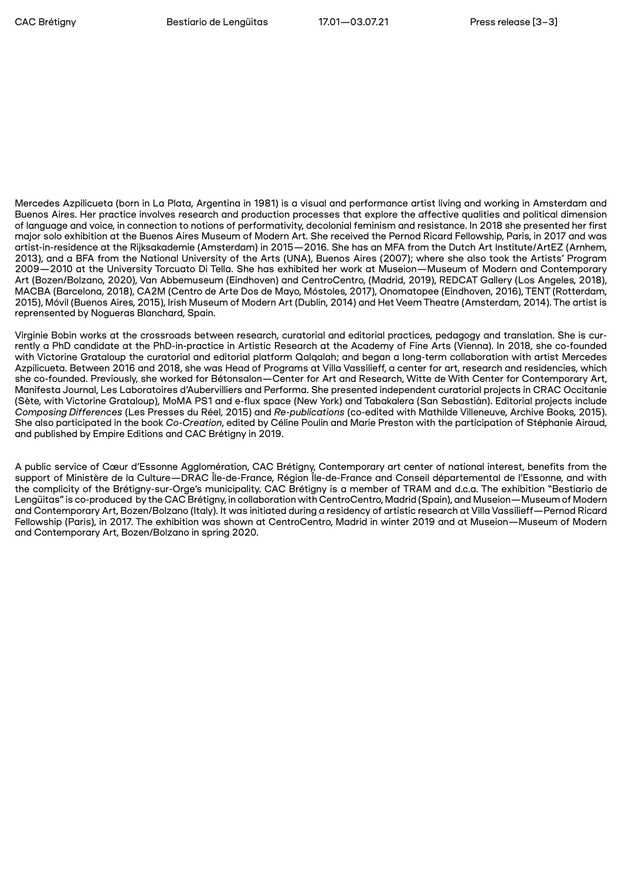Mercedes Azpilicueta (born in La Plata, Argentina in 1981) is a visual and performance artist living and working in Amsterdam and Buenos Aires. Her practice involves research and production processes that explore the affective qualities and political dimension of language and voice, in connection to notions of performativity, decolonial feminism and resistance. In 2018 she presented her first major solo exhibition at the Buenos Aires Museum of Modern Art. She received the Pernod Ricard Fellowship, Paris, in 2017 and was artist-in-residence at the Rijksakademie (Amsterdam) in 2015—2016. She has an MFA from the Dutch Art Institute/ArtEZ (Arnhem, 2013), and a BFA from the National University of the Arts (UNA), Buenos Aires (2007); where she also took the Artists' Program 2009—2010 at the University Torcuato Di Tella. She has exhibited her work at Museion—Museum of Modern and Contemporary Art (Bozen/Bolzano, 2020), Van Abbemuseum (Eindhoven) and CentroCentro, (Madrid, 2019), REDCAT Gallery (Los Angeles, 2018), MACBA (Barcelona, 2018), CA2M (Centro de Arte Dos de Mayo, Móstoles, 2017), Onomatopee (Eindhoven, 2016), TENT (Rotterdam, 2015), Móvil (Buenos Aires, 2015), Irish Museum of Modern Art (Dublin, 2014) and Het Veem Theatre (Amsterdam, 2014). The artist is represented by Nogueras Blanchard, Spain.

Virginie Bobin works at the crossroads between research, curatorial and editorial practices, pedagogy and translation. She is currently a PhD candidate at the PhD-in-practice in Artistic Research at the Academy of Fine Arts (Vienna). In 2018, she co-founded with Victorine Grataloup the curatorial and editorial platform Qalqalah; and began a long-term collaboration with artist Mercedes Azpilicueta. Between 2016 and 2018, she was Head of Programs at Villa Vassilieff, a center for art, research and residencies, which she co-founded. Previously, she worked for Bétonsalon—Center for Art and Research, Witte de With Center for Contemporary Art, Manifesta Journal, Les Laboratoires d'Aubervilliers and Performa. She presented independent curatorial projects in CRAC Occitanie (Sète, with Victorine Grataloup), MoMA PS1 and e-flux space (New York) and Tabakalera (San Sebastián). Editorial projects include *Composing Differences* (Les Presses du Réel, 2015) and *Re-publications* (co-edited with Mathilde Villeneuve, Archive Books, 2015). She also participated in the book *Co-Creation*, edited by Céline Poulin and Marie Preston with the participation of Stéphanie Airaud, and published by Empire Editions and CAC Brétigny in 2019.

A public service of Cœur d'Essonne Agglomération, CAC Brétigny, Contemporary art center of national interest, benefits from the support of Ministère de la Culture—DRAC Île-de-France, Région Île-de-France and Conseil départemental de l'Essonne, and with the complicity of the Brétigny-sur-Orge's municipality. CAC Brétigny is a member of TRAM and d.c.a. The exhibition "Bestiario de Lengüitas" is co-produced by the CAC Brétigny, in collaboration with CentroCentro, Madrid (Spain), and Museion—Museum of Modern and Contemporary Art, Bozen/Bolzano (Italy). It was initiated during a residency of artistic research at Villa Vassilieff—Pernod Ricard Fellowship (Paris), in 2017. The exhibition was shown at CentroCentro, Madrid in winter 2019 and at Museion—Museum of Modern and Contemporary Art, Bozen/Bolzano in spring 2020.